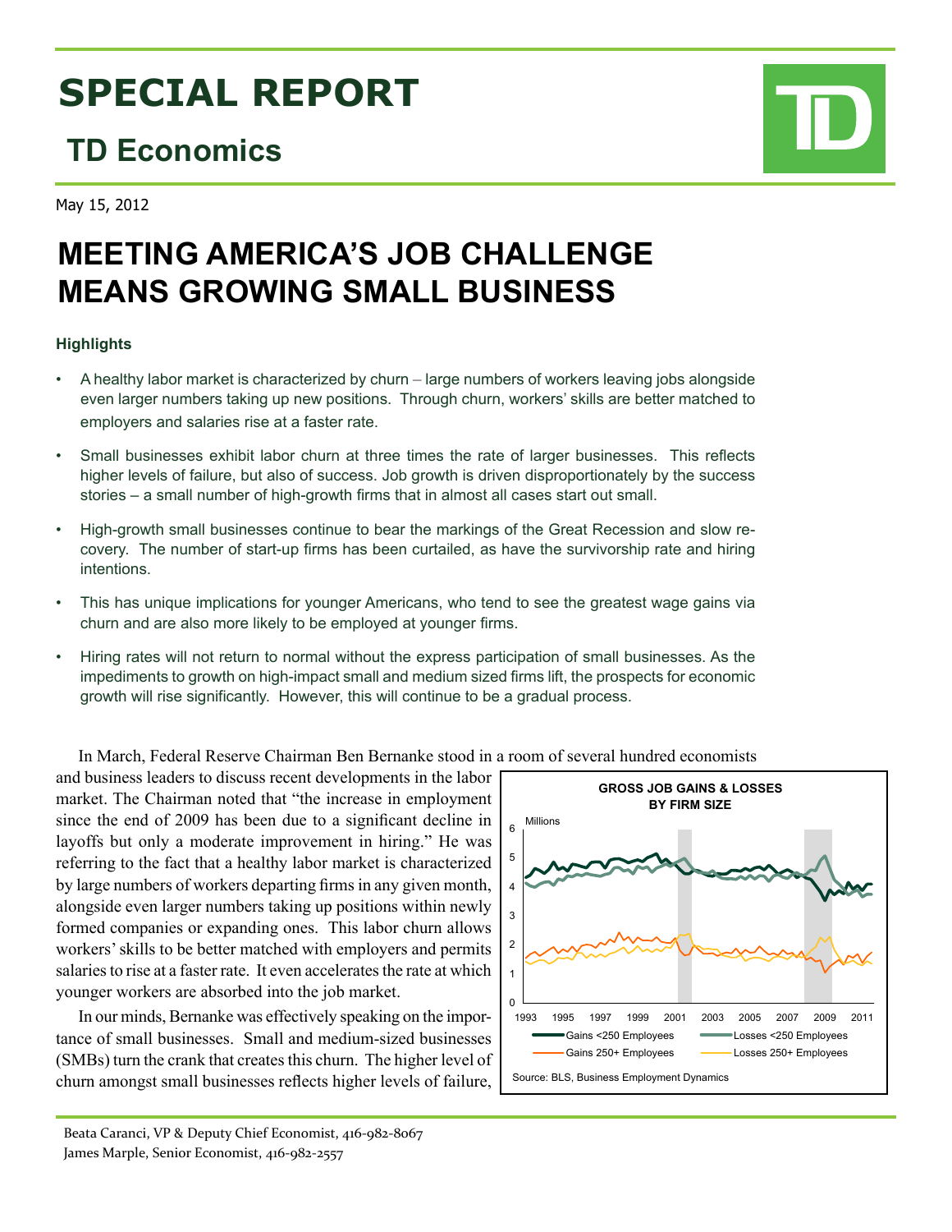# SPECIAL REPORT

## TD Economics

May 15, 2012

# MEETING AMERICA'S JOB CHALLENGE MEANS GROWING SMALL BUSINESS

### Highlights

- A healthy labor market is characterized by churn – large numbers of workers leaving jobs alongside even larger numbers taking up new positions. Through churn, workers' skills are better matched to employers and salaries rise at a faster rate.
- Small businesses exhibit labor churn at three times the rate of larger businesses. This reflects higher levels of failure, but also of success. Job growth is driven disproportionately by the success stories – a small number of high-growth firms that in almost all cases start out small.
- High-growth small businesses continue to bear the markings of the Great Recession and slow recovery. The number of start-up firms has been curtailed, as have the survivorship rate and hiring intentions.
- This has unique implications for younger Americans, who tend to see the greatest wage gains via churn and are also more likely to be employed at younger firms.
- Hiring rates will not return to normal without the express participation of small businesses. As the impediments to growth on high-impact small and medium sized firms lift, the prospects for economic growth will rise significantly. However, this will continue to be a gradual process.

In March, Federal Reserve Chairman Ben Bernanke stood in a room of several hundred economists and business leaders to discuss recent developments in the labor market. The Chairman noted that "the increase in employment since the end of 2009 has been due to a significant decline in layoffs but only a moderate improvement in hiring." He was referring to the fact that a healthy labor market is characterized by large numbers of workers departing firms in any given month, alongside even larger numbers taking up positions within newly formed companies or expanding ones. This labor churn allows workers' skills to be better matched with employers and permits salaries to rise at a faster rate. It even accelerates the rate at which younger workers are absorbed into the job market.

In our minds, Bernanke was effectively speaking on the importance of small businesses. Small and medium-sized businesses (SMBs) turn the crank that creates this churn. The higher level of churn amongst small businesses reflects higher levels of failure,

**GROSS JOB GAINS & LOSSES BY FIRM SIZE**

Millions; series: Gains <250 Employees, Losses <250 Employees, Gains 250+ Employees, Losses 250+ Employees; 1993–2011

Source: BLS, Business Employment Dynamics

Beata Caranci, VP & Deputy Chief Economist, 416-982-8067
James Marple, Senior Economist, 416-982-2557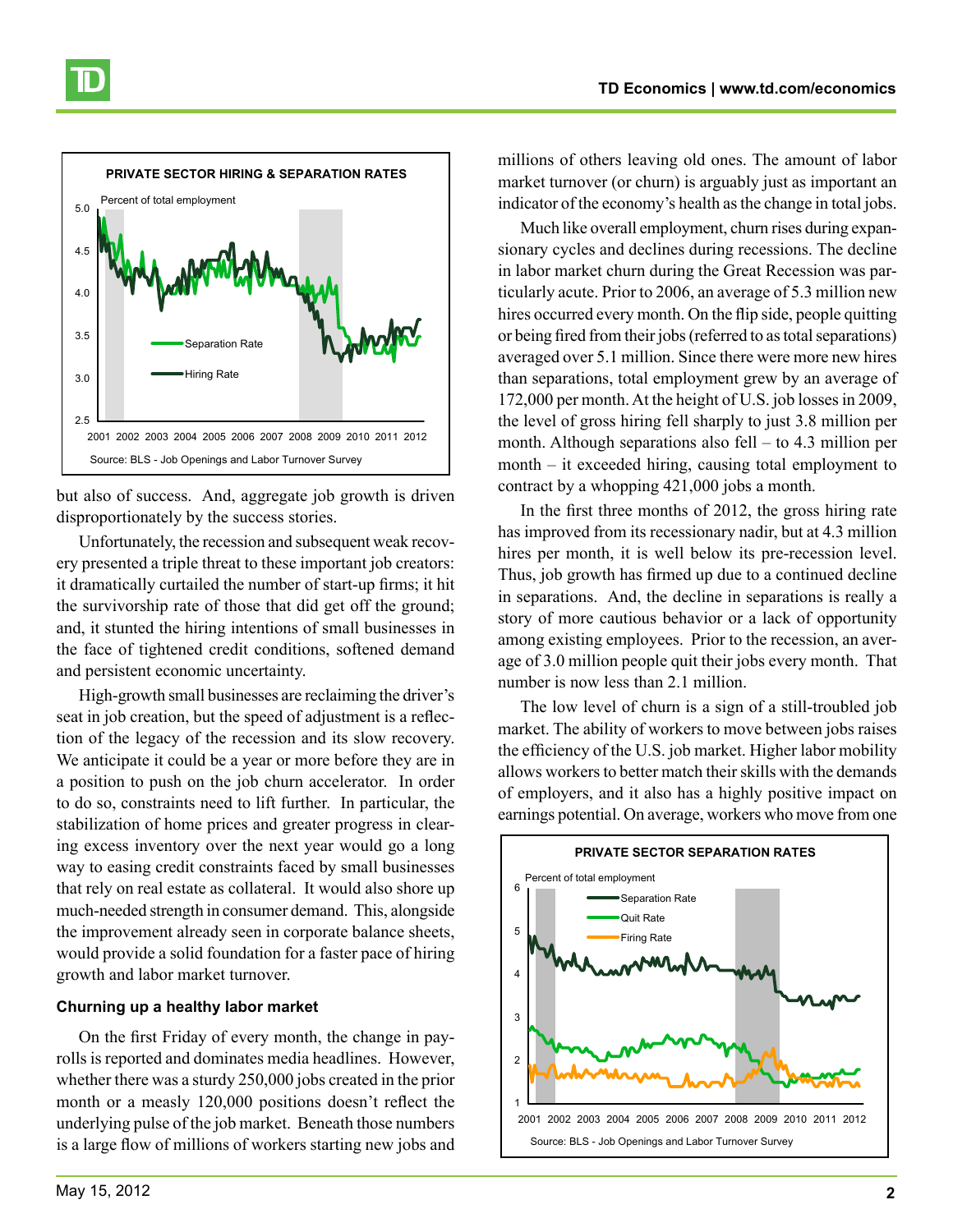but also of success. And, aggregate job growth is driven disproportionately by the success stories.

Unfortunately, the recession and subsequent weak recovery presented a triple threat to these important job creators: it dramatically curtailed the number of start-up firms; it hit the survivorship rate of those that did get off the ground; and, it stunted the hiring intentions of small businesses in the face of tightened credit conditions, softened demand and persistent economic uncertainty.

High-growth small businesses are reclaiming the driver's seat in job creation, but the speed of adjustment is a reflection of the legacy of the recession and its slow recovery. We anticipate it could be a year or more before they are in a position to push on the job churn accelerator. In order to do so, constraints need to lift further. In particular, the stabilization of home prices and greater progress in clearing excess inventory over the next year would go a long way to easing credit constraints faced by small businesses that rely on real estate as collateral. It would also shore up much-needed strength in consumer demand. This, alongside the improvement already seen in corporate balance sheets, would provide a solid foundation for a faster pace of hiring growth and labor market turnover.

#### Churning up a healthy labor market

On the first Friday of every month, the change in payrolls is reported and dominates media headlines. However, whether there was a sturdy 250,000 jobs created in the prior month or a measly 120,000 positions doesn't reflect the underlying pulse of the job market. Beneath those numbers is a large flow of millions of workers starting new jobs and millions of others leaving old ones. The amount of labor market turnover (or churn) is arguably just as important an indicator of the economy's health as the change in total jobs.

Much like overall employment, churn rises during expansionary cycles and declines during recessions. The decline in labor market churn during the Great Recession was particularly acute. Prior to 2006, an average of 5.3 million new hires occurred every month. On the flip side, people quitting or being fired from their jobs (referred to as total separations) averaged over 5.1 million. Since there were more new hires than separations, total employment grew by an average of 172,000 per month. At the height of U.S. job losses in 2009, the level of gross hiring fell sharply to just 3.8 million per month. Although separations also fell – to 4.3 million per month – it exceeded hiring, causing total employment to contract by a whopping 421,000 jobs a month.

In the first three months of 2012, the gross hiring rate has improved from its recessionary nadir, but at 4.3 million hires per month, it is well below its pre-recession level. Thus, job growth has firmed up due to a continued decline in separations. And, the decline in separations is really a story of more cautious behavior or a lack of opportunity among existing employees. Prior to the recession, an average of 3.0 million people quit their jobs every month. That number is now less than 2.1 million.

The low level of churn is a sign of a still-troubled job market. The ability of workers to move between jobs raises the efficiency of the U.S. job market. Higher labor mobility allows workers to better match their skills with the demands of employers, and it also has a highly positive impact on earnings potential. On average, workers who move from one

**PRIVATE SECTOR HIRING & SEPARATION RATES**

Percent of total employment

Separation Rate; Hiring Rate

Source: BLS - Job Openings and Labor Turnover Survey

**PRIVATE SECTOR SEPARATION RATES**

Percent of total employment

Separation Rate; Quit Rate; Firing Rate

Source: BLS - Job Openings and Labor Turnover Survey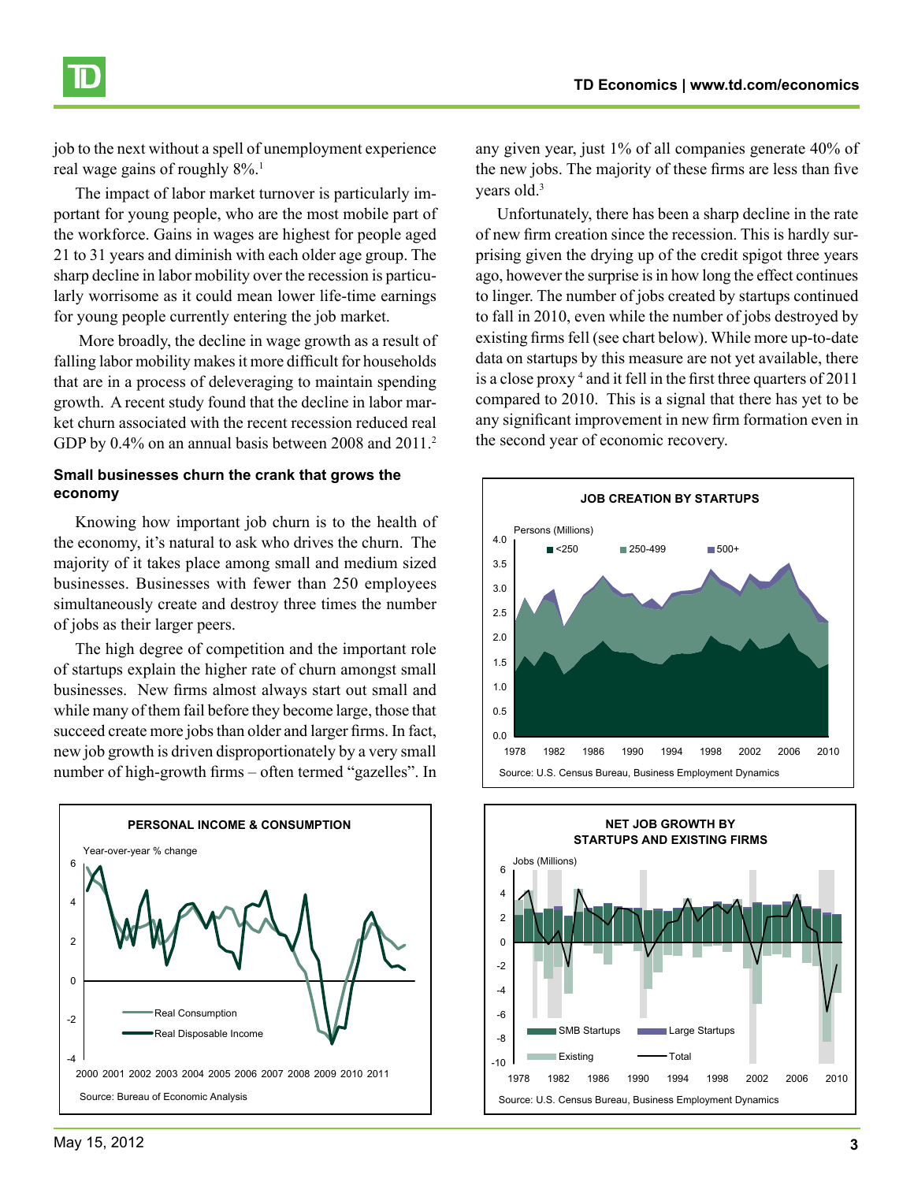job to the next without a spell of unemployment experience real wage gains of roughly 8%.[1]

The impact of labor market turnover is particularly important for young people, who are the most mobile part of the workforce. Gains in wages are highest for people aged 21 to 31 years and diminish with each older age group. The sharp decline in labor mobility over the recession is particularly worrisome as it could mean lower life-time earnings for young people currently entering the job market.

More broadly, the decline in wage growth as a result of falling labor mobility makes it more difficult for households that are in a process of deleveraging to maintain spending growth. A recent study found that the decline in labor market churn associated with the recent recession reduced real GDP by 0.4% on an annual basis between 2008 and 2011.[2]

**Small businesses churn the crank that grows the economy**

Knowing how important job churn is to the health of the economy, it's natural to ask who drives the churn. The majority of it takes place among small and medium sized businesses. Businesses with fewer than 250 employees simultaneously create and destroy three times the number of jobs as their larger peers.

The high degree of competition and the important role of startups explain the higher rate of churn amongst small businesses. New firms almost always start out small and while many of them fail before they become large, those that succeed create more jobs than older and larger firms. In fact, new job growth is driven disproportionately by a very small number of high-growth firms – often termed "gazelles". In any given year, just 1% of all companies generate 40% of the new jobs. The majority of these firms are less than five years old.[3]

Unfortunately, there has been a sharp decline in the rate of new firm creation since the recession. This is hardly surprising given the drying up of the credit spigot three years ago, however the surprise is in how long the effect continues to linger. The number of jobs created by startups continued to fall in 2010, even while the number of jobs destroyed by existing firms fell (see chart below). While more up-to-date data on startups by this measure are not yet available, there is a close proxy[4] and it fell in the first three quarters of 2011 compared to 2010. This is a signal that there has yet to be any significant improvement in new firm formation even in the second year of economic recovery.

**PERSONAL INCOME & CONSUMPTION**

Source: Bureau of Economic Analysis

**JOB CREATION BY STARTUPS**

Source: U.S. Census Bureau, Business Employment Dynamics

**NET JOB GROWTH BY STARTUPS AND EXISTING FIRMS**

Source: U.S. Census Bureau, Business Employment Dynamics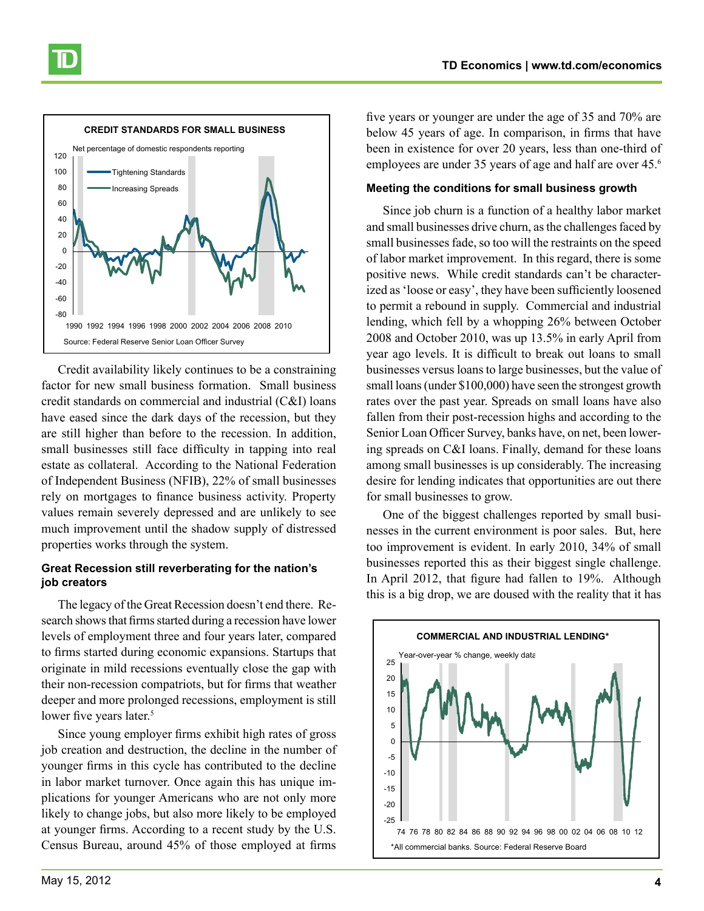**CREDIT STANDARDS FOR SMALL BUSINESS**

Net percentage of domestic respondents reporting

Source: Federal Reserve Senior Loan Officer Survey

Credit availability likely continues to be a constraining factor for new small business formation. Small business credit standards on commercial and industrial (C&I) loans have eased since the dark days of the recession, but they are still higher than before to the recession. In addition, small businesses still face difficulty in tapping into real estate as collateral. According to the National Federation of Independent Business (NFIB), 22% of small businesses rely on mortgages to finance business activity. Property values remain severely depressed and are unlikely to see much improvement until the shadow supply of distressed properties works through the system.

#### Great Recession still reverberating for the nation's job creators

The legacy of the Great Recession doesn't end there. Research shows that firms started during a recession have lower levels of employment three and four years later, compared to firms started during economic expansions. Startups that originate in mild recessions eventually close the gap with their non-recession compatriots, but for firms that weather deeper and more prolonged recessions, employment is still lower five years later.[5]

Since young employer firms exhibit high rates of gross job creation and destruction, the decline in the number of younger firms in this cycle has contributed to the decline in labor market turnover. Once again this has unique implications for younger Americans who are not only more likely to change jobs, but also more likely to be employed at younger firms. According to a recent study by the U.S. Census Bureau, around 45% of those employed at firms five years or younger are under the age of 35 and 70% are below 45 years of age. In comparison, in firms that have been in existence for over 20 years, less than one-third of employees are under 35 years of age and half are over 45.[6]

#### Meeting the conditions for small business growth

Since job churn is a function of a healthy labor market and small businesses drive churn, as the challenges faced by small businesses fade, so too will the restraints on the speed of labor market improvement. In this regard, there is some positive news. While credit standards can't be characterized as 'loose or easy', they have been sufficiently loosened to permit a rebound in supply. Commercial and industrial lending, which fell by a whopping 26% between October 2008 and October 2010, was up 13.5% in early April from year ago levels. It is difficult to break out loans to small businesses versus loans to large businesses, but the value of small loans (under $100,000) have seen the strongest growth rates over the past year. Spreads on small loans have also fallen from their post-recession highs and according to the Senior Loan Officer Survey, banks have, on net, been lowering spreads on C&I loans. Finally, demand for these loans among small businesses is up considerably. The increasing desire for lending indicates that opportunities are out there for small businesses to grow.

One of the biggest challenges reported by small businesses in the current environment is poor sales. But, here too improvement is evident. In early 2010, 34% of small businesses reported this as their biggest single challenge. In April 2012, that figure had fallen to 19%. Although this is a big drop, we are doused with the reality that it has

**COMMERCIAL AND INDUSTRIAL LENDING***

Year-over-year % change, weekly data

*All commercial banks. Source: Federal Reserve Board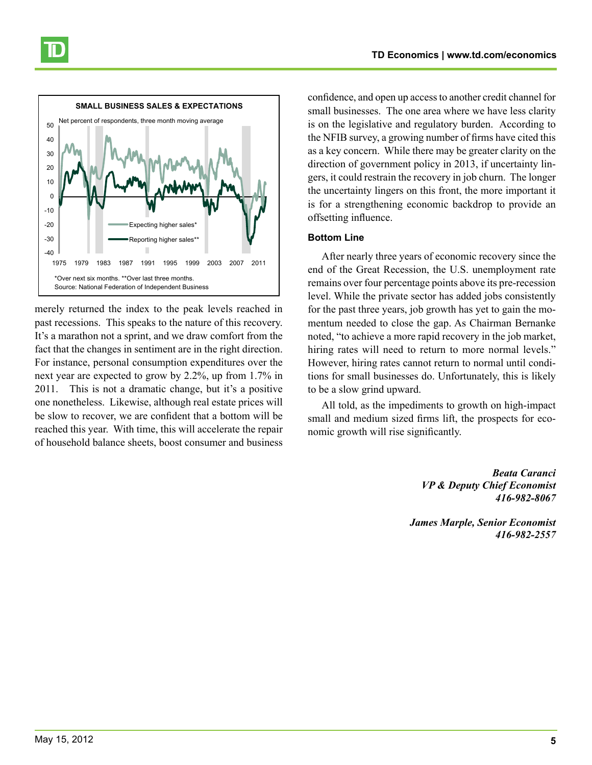**SMALL BUSINESS SALES & EXPECTATIONS**

Net percent of respondents, three month moving average

*Over next six months. **Over last three months.
Source: National Federation of Independent Business

merely returned the index to the peak levels reached in past recessions. This speaks to the nature of this recovery. It's a marathon not a sprint, and we draw comfort from the fact that the changes in sentiment are in the right direction. For instance, personal consumption expenditures over the next year are expected to grow by 2.2%, up from 1.7% in 2011. This is not a dramatic change, but it's a positive one nonetheless. Likewise, although real estate prices will be slow to recover, we are confident that a bottom will be reached this year. With time, this will accelerate the repair of household balance sheets, boost consumer and business confidence, and open up access to another credit channel for small businesses. The one area where we have less clarity is on the legislative and regulatory burden. According to the NFIB survey, a growing number of firms have cited this as a key concern. While there may be greater clarity on the direction of government policy in 2013, if uncertainty lingers, it could restrain the recovery in job churn. The longer the uncertainty lingers on this front, the more important it is for a strengthening economic backdrop to provide an offsetting influence.

### Bottom Line

After nearly three years of economic recovery since the end of the Great Recession, the U.S. unemployment rate remains over four percentage points above its pre-recession level. While the private sector has added jobs consistently for the past three years, job growth has yet to gain the momentum needed to close the gap. As Chairman Bernanke noted, "to achieve a more rapid recovery in the job market, hiring rates will need to return to more normal levels." However, hiring rates cannot return to normal until conditions for small businesses do. Unfortunately, this is likely to be a slow grind upward.

All told, as the impediments to growth on high-impact small and medium sized firms lift, the prospects for economic growth will rise significantly.

*Beata Caranci*
*VP & Deputy Chief Economist*
*416-982-8067*

*James Marple, Senior Economist*
*416-982-2557*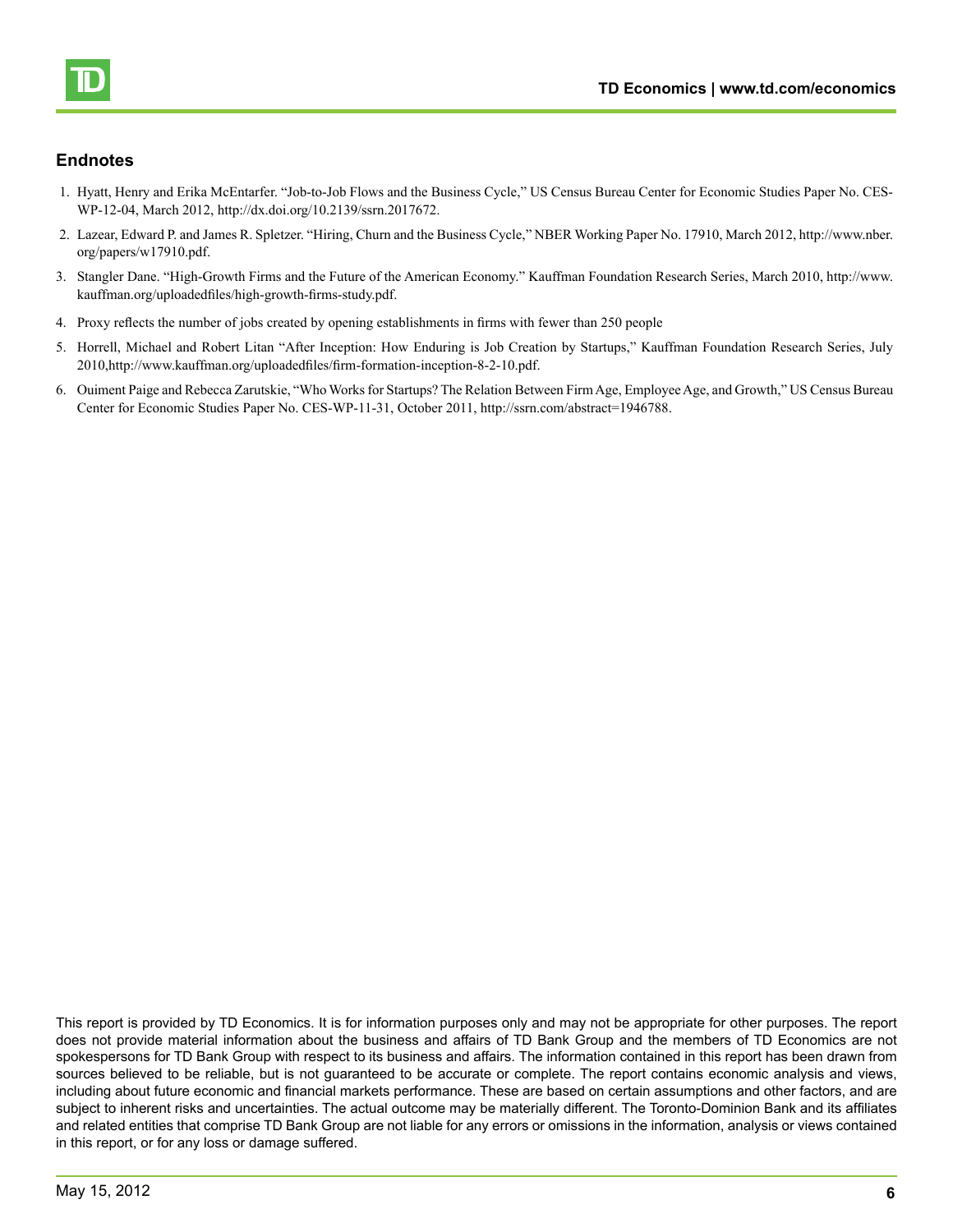## Endnotes

1. Hyatt, Henry and Erika McEntarfer. "Job-to-Job Flows and the Business Cycle," US Census Bureau Center for Economic Studies Paper No. CES-WP-12-04, March 2012, http://dx.doi.org/10.2139/ssrn.2017672.
2. Lazear, Edward P. and James R. Spletzer. "Hiring, Churn and the Business Cycle," NBER Working Paper No. 17910, March 2012, http://www.nber.org/papers/w17910.pdf.
3. Stangler Dane. "High-Growth Firms and the Future of the American Economy." Kauffman Foundation Research Series, March 2010, http://www.kauffman.org/uploadedfiles/high-growth-firms-study.pdf.
4. Proxy reflects the number of jobs created by opening establishments in firms with fewer than 250 people
5. Horrell, Michael and Robert Litan "After Inception: How Enduring is Job Creation by Startups," Kauffman Foundation Research Series, July 2010,http://www.kauffman.org/uploadedfiles/firm-formation-inception-8-2-10.pdf.
6. Ouiment Paige and Rebecca Zarutskie, "Who Works for Startups? The Relation Between Firm Age, Employee Age, and Growth," US Census Bureau Center for Economic Studies Paper No. CES-WP-11-31, October 2011, http://ssrn.com/abstract=1946788.

This report is provided by TD Economics. It is for information purposes only and may not be appropriate for other purposes. The report does not provide material information about the business and affairs of TD Bank Group and the members of TD Economics are not spokespersons for TD Bank Group with respect to its business and affairs. The information contained in this report has been drawn from sources believed to be reliable, but is not guaranteed to be accurate or complete. The report contains economic analysis and views, including about future economic and financial markets performance. These are based on certain assumptions and other factors, and are subject to inherent risks and uncertainties. The actual outcome may be materially different. The Toronto-Dominion Bank and its affiliates and related entities that comprise TD Bank Group are not liable for any errors or omissions in the information, analysis or views contained in this report, or for any loss or damage suffered.